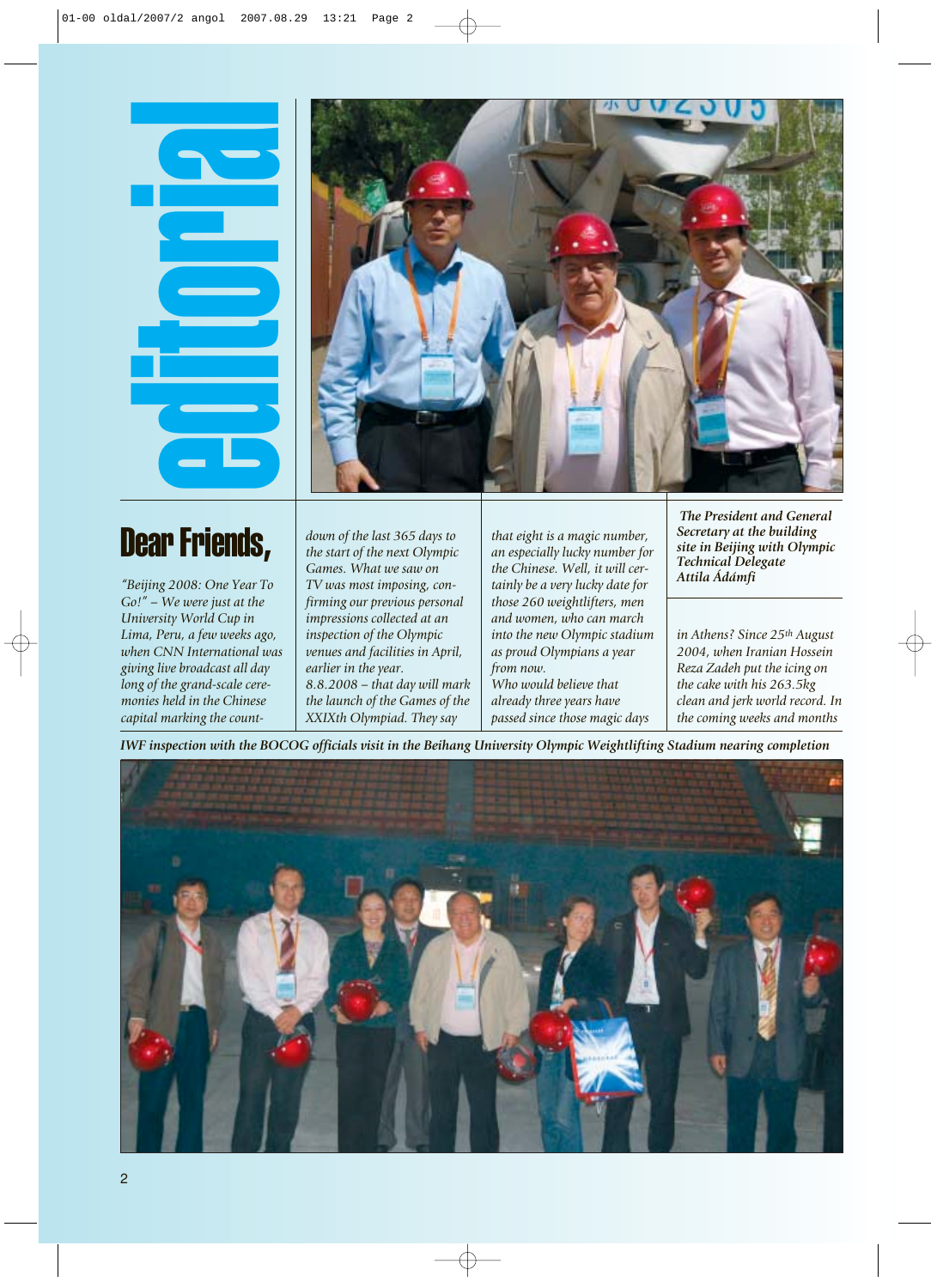# editorial

## Dear Friends,

*"Beijing 2008: One Year To Go!" – We were just at the University World Cup in Lima, Peru, a few weeks ago, when CNN International was giving live broadcast all day long of the grand-scale ceremonies held in the Chinese capital marking the count-down of the last 365 days to the start of the next Olympic Games. What we saw on TV was most imposing, confirming our previous personal impressions collected at an inspection of the Olympic venues and facilities in April, earlier in the year.*

*8.8.2008 – that day will mark the launch of the Games of the XXIXth Olympiad. They say that eight is a magic number, an especially lucky number for the Chinese. Well, it will certainly be a very lucky date for those 260 weightlifters, men and women, who can march into the new Olympic stadium as proud Olympians a year from now.*

*Who would believe that already three years have passed since those magic days in Athens? Since 25th August 2004, when Iranian Hossein Reza Zadeh put the icing on the cake with his 263.5kg clean and jerk world record. In the coming weeks and months*

***The President and General Secretary at the building site in Beijing with Olympic Technical Delegate Attila Ádámfi***

***IWF inspection with the BOCOG officials visit in the Beihang University Olympic Weightlifting Stadium nearing completion***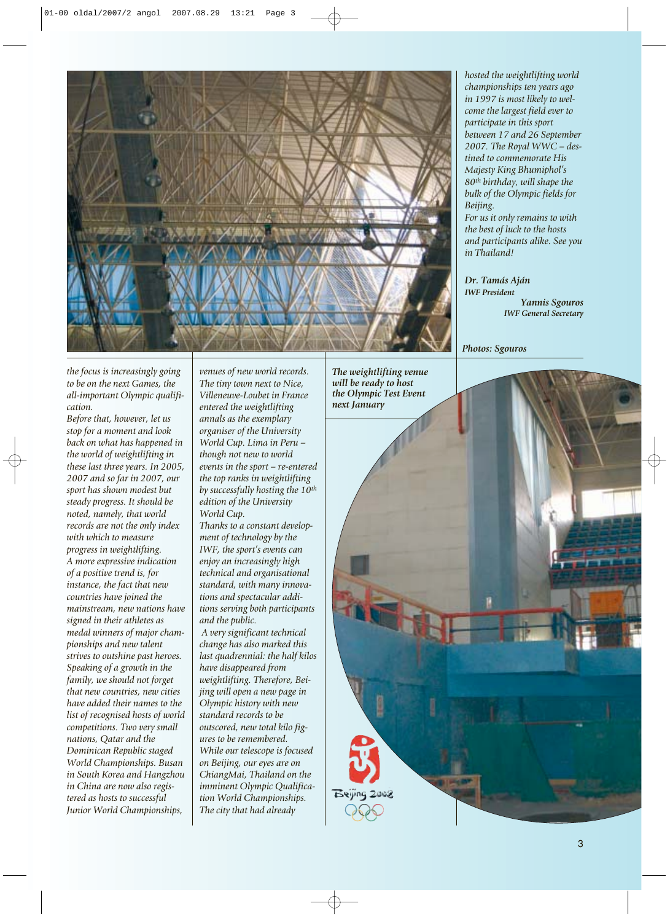*the focus is increasingly going to be on the next Games, the all-important Olympic qualification.*

*Before that, however, let us stop for a moment and look back on what has happened in the world of weightlifting in these last three years. In 2005, 2007 and so far in 2007, our sport has shown modest but steady progress. It should be noted, namely, that world records are not the only index with which to measure progress in weightlifting.*

*A more expressive indication of a positive trend is, for instance, the fact that new countries have joined the mainstream, new nations have signed in their athletes as medal winners of major championships and new talent strives to outshine past heroes. Speaking of a growth in the family, we should not forget that new countries, new cities have added their names to the list of recognised hosts of world competitions. Two very small nations, Qatar and the Dominican Republic staged World Championships. Busan in South Korea and Hangzhou in China are now also registered as hosts to successful Junior World Championships, venues of new world records. The tiny town next to Nice, Villeneuve-Loubet in France entered the weightlifting annals as the exemplary organiser of the University World Cup. Lima in Peru – though not new to world events in the sport – re-entered the top ranks in weightlifting by successfully hosting the 10th edition of the University World Cup.*

*Thanks to a constant development of technology by the IWF, the sport's events can enjoy an increasingly high technical and organisational standard, with many innovations and spectacular additions serving both participants and the public.*

*A very significant technical change has also marked this last quadrennial: the half kilos have disappeared from weightlifting. Therefore, Beijing will open a new page in Olympic history with new standard records to be outscored, new total kilo figures to be remembered.*

*While our telescope is focused on Beijing, our eyes are on ChiangMai, Thailand on the imminent Olympic Qualification World Championships. The city that had already hosted the weightlifting world championships ten years ago in 1997 is most likely to welcome the largest field ever to participate in this sport between 17 and 26 September 2007. The Royal WWC – destined to commemorate His Majesty King Bhumiphol's 80th birthday, will shape the bulk of the Olympic fields for Beijing.*

*For us it only remains to with the best of luck to the hosts and participants alike. See you in Thailand!*

***Dr. Tamás Aján***
***IWF President***

***Yannis Sgouros***
***IWF General Secretary***

***Photos: Sgouros***

***The weightlifting venue will be ready to host the Olympic Test Event next January***